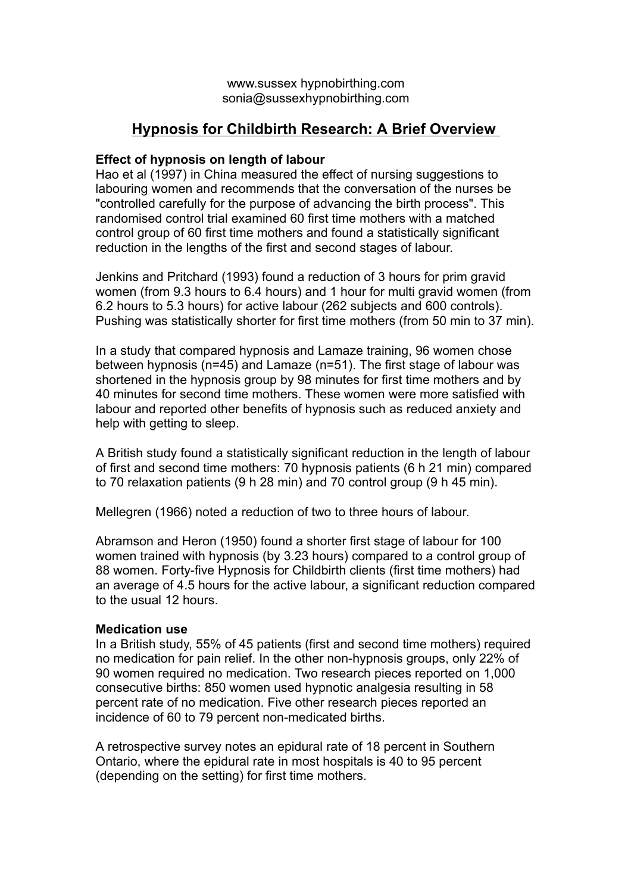www.sussex hypnobirthing.com
sonia@sussexhypnobirthing.com

# Hypnosis for Childbirth Research: A Brief Overview

**Effect of hypnosis on length of labour**

Hao et al (1997) in China measured the effect of nursing suggestions to labouring women and recommends that the conversation of the nurses be "controlled carefully for the purpose of advancing the birth process". This randomised control trial examined 60 first time mothers with a matched control group of 60 first time mothers and found a statistically significant reduction in the lengths of the first and second stages of labour.

Jenkins and Pritchard (1993) found a reduction of 3 hours for prim gravid women (from 9.3 hours to 6.4 hours) and 1 hour for multi gravid women (from 6.2 hours to 5.3 hours) for active labour (262 subjects and 600 controls). Pushing was statistically shorter for first time mothers (from 50 min to 37 min).

In a study that compared hypnosis and Lamaze training, 96 women chose between hypnosis (n=45) and Lamaze (n=51). The first stage of labour was shortened in the hypnosis group by 98 minutes for first time mothers and by 40 minutes for second time mothers. These women were more satisfied with labour and reported other benefits of hypnosis such as reduced anxiety and help with getting to sleep.

A British study found a statistically significant reduction in the length of labour of first and second time mothers: 70 hypnosis patients (6 h 21 min) compared to 70 relaxation patients (9 h 28 min) and 70 control group (9 h 45 min).

Mellegren (1966) noted a reduction of two to three hours of labour.

Abramson and Heron (1950) found a shorter first stage of labour for 100 women trained with hypnosis (by 3.23 hours) compared to a control group of 88 women. Forty-five Hypnosis for Childbirth clients (first time mothers) had an average of 4.5 hours for the active labour, a significant reduction compared to the usual 12 hours.

**Medication use**

In a British study, 55% of 45 patients (first and second time mothers) required no medication for pain relief. In the other non-hypnosis groups, only 22% of 90 women required no medication. Two research pieces reported on 1,000 consecutive births: 850 women used hypnotic analgesia resulting in 58 percent rate of no medication. Five other research pieces reported an incidence of 60 to 79 percent non-medicated births.

A retrospective survey notes an epidural rate of 18 percent in Southern Ontario, where the epidural rate in most hospitals is 40 to 95 percent (depending on the setting) for first time mothers.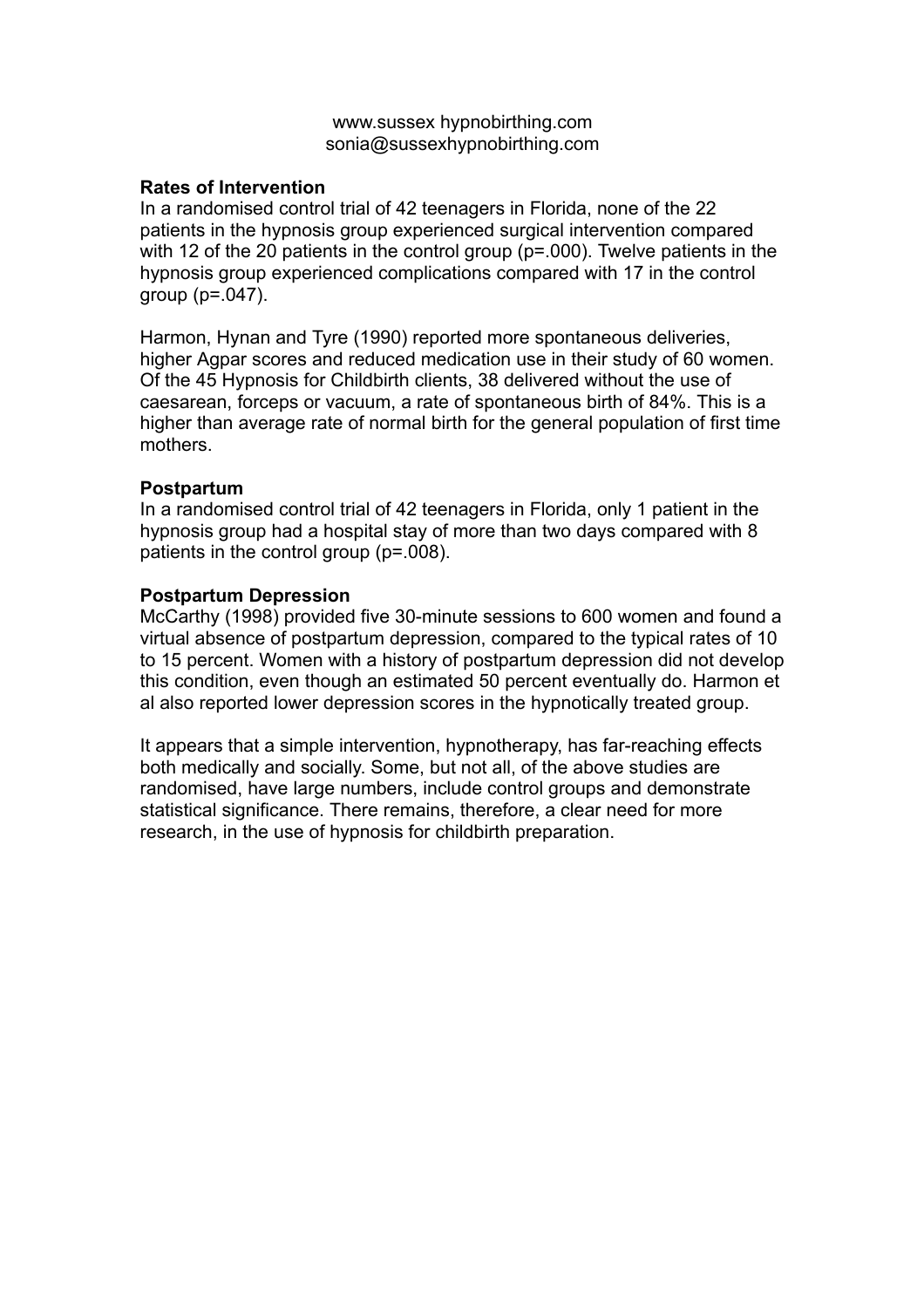**Rates of Intervention**

In a randomised control trial of 42 teenagers in Florida, none of the 22 patients in the hypnosis group experienced surgical intervention compared with 12 of the 20 patients in the control group ($p=.000$). Twelve patients in the hypnosis group experienced complications compared with 17 in the control group ($p=.047$).

Harmon, Hynan and Tyre (1990) reported more spontaneous deliveries, higher Agpar scores and reduced medication use in their study of 60 women. Of the 45 Hypnosis for Childbirth clients, 38 delivered without the use of caesarean, forceps or vacuum, a rate of spontaneous birth of 84%. This is a higher than average rate of normal birth for the general population of first time mothers.

**Postpartum**

In a randomised control trial of 42 teenagers in Florida, only 1 patient in the hypnosis group had a hospital stay of more than two days compared with 8 patients in the control group ($p=.008$).

**Postpartum Depression**

McCarthy (1998) provided five 30-minute sessions to 600 women and found a virtual absence of postpartum depression, compared to the typical rates of 10 to 15 percent. Women with a history of postpartum depression did not develop this condition, even though an estimated 50 percent eventually do. Harmon et al also reported lower depression scores in the hypnotically treated group.

It appears that a simple intervention, hypnotherapy, has far-reaching effects both medically and socially. Some, but not all, of the above studies are randomised, have large numbers, include control groups and demonstrate statistical significance. There remains, therefore, a clear need for more research, in the use of hypnosis for childbirth preparation.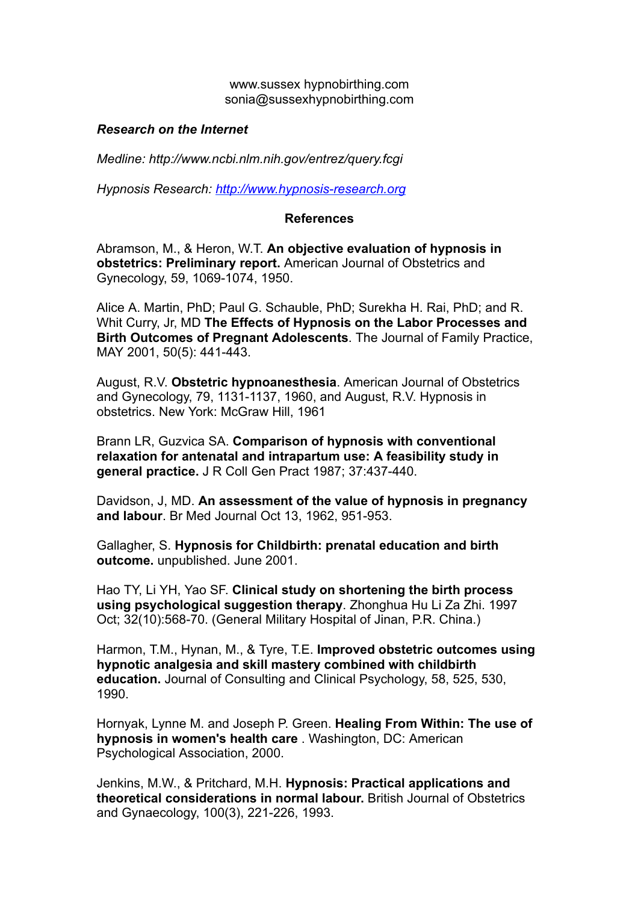www.sussex hypnobirthing.com
sonia@sussexhypnobirthing.com

***Research on the Internet***

*Medline: http://www.ncbi.nlm.nih.gov/entrez/query.fcgi*

*Hypnosis Research: http://www.hypnosis-research.org*

**References**

Abramson, M., & Heron, W.T. **An objective evaluation of hypnosis in obstetrics: Preliminary report.** American Journal of Obstetrics and Gynecology, 59, 1069-1074, 1950.

Alice A. Martin, PhD; Paul G. Schauble, PhD; Surekha H. Rai, PhD; and R. Whit Curry, Jr, MD **The Effects of Hypnosis on the Labor Processes and Birth Outcomes of Pregnant Adolescents**. The Journal of Family Practice, MAY 2001, 50(5): 441-443.

August, R.V. **Obstetric hypnoanesthesia**. American Journal of Obstetrics and Gynecology, 79, 1131-1137, 1960, and August, R.V. Hypnosis in obstetrics. New York: McGraw Hill, 1961

Brann LR, Guzvica SA. **Comparison of hypnosis with conventional relaxation for antenatal and intrapartum use: A feasibility study in general practice.** J R Coll Gen Pract 1987; 37:437-440.

Davidson, J, MD. **An assessment of the value of hypnosis in pregnancy and labour**. Br Med Journal Oct 13, 1962, 951-953.

Gallagher, S. **Hypnosis for Childbirth: prenatal education and birth outcome.** unpublished. June 2001.

Hao TY, Li YH, Yao SF. **Clinical study on shortening the birth process using psychological suggestion therapy**. Zhonghua Hu Li Za Zhi. 1997 Oct; 32(10):568-70. (General Military Hospital of Jinan, P.R. China.)

Harmon, T.M., Hynan, M., & Tyre, T.E. **Improved obstetric outcomes using hypnotic analgesia and skill mastery combined with childbirth education.** Journal of Consulting and Clinical Psychology, 58, 525, 530, 1990.

Hornyak, Lynne M. and Joseph P. Green. **Healing From Within: The use of hypnosis in women's health care** . Washington, DC: American Psychological Association, 2000.

Jenkins, M.W., & Pritchard, M.H. **Hypnosis: Practical applications and theoretical considerations in normal labour.** British Journal of Obstetrics and Gynaecology, 100(3), 221-226, 1993.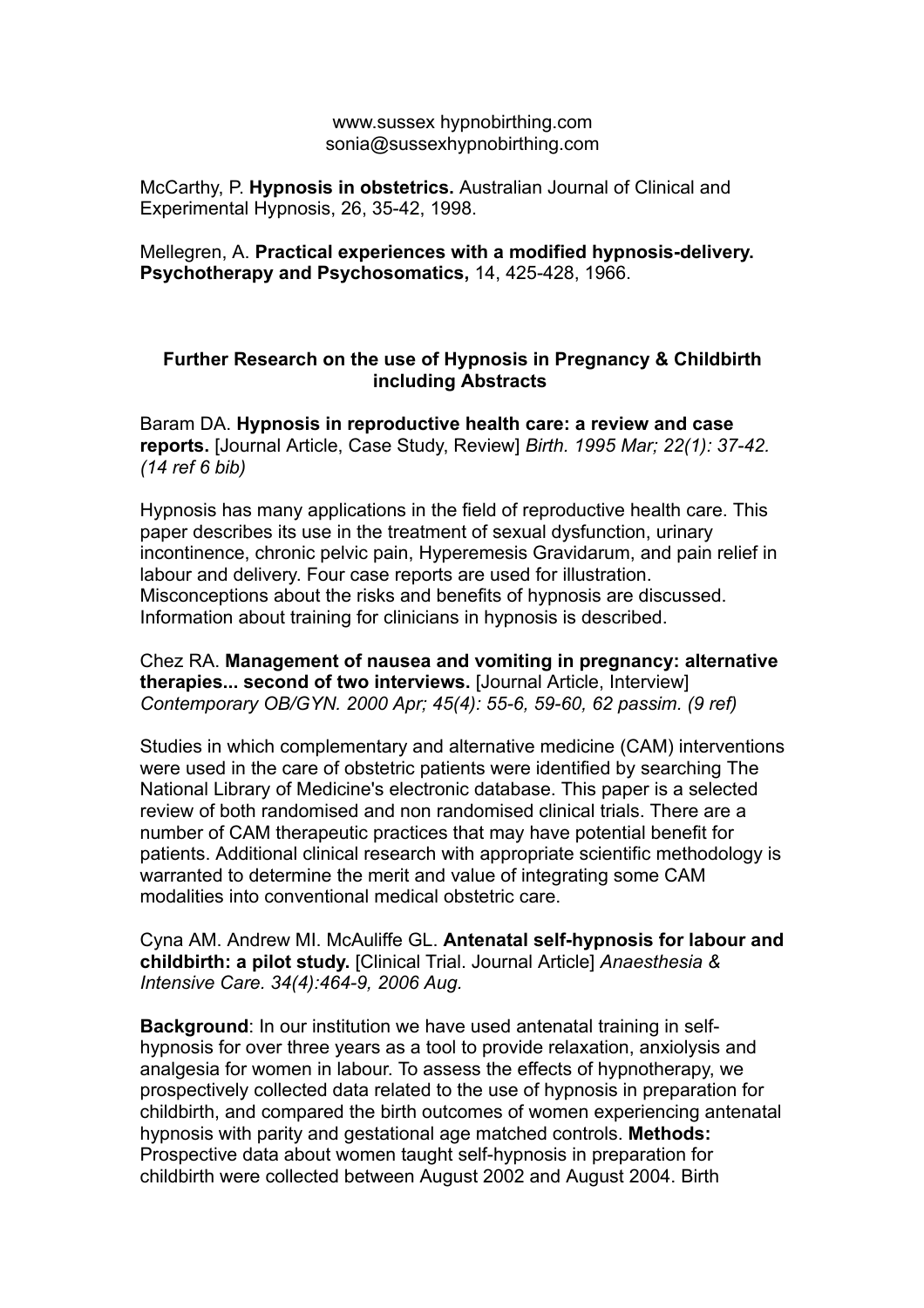www.sussex hypnobirthing.com
sonia@sussexhypnobirthing.com

McCarthy, P. **Hypnosis in obstetrics.** Australian Journal of Clinical and Experimental Hypnosis, 26, 35-42, 1998.

Mellegren, A. **Practical experiences with a modified hypnosis-delivery. Psychotherapy and Psychosomatics,** 14, 425-428, 1966.

## Further Research on the use of Hypnosis in Pregnancy & Childbirth including Abstracts

Baram DA. **Hypnosis in reproductive health care: a review and case reports.** [Journal Article, Case Study, Review] *Birth. 1995 Mar; 22(1): 37-42. (14 ref 6 bib)*

Hypnosis has many applications in the field of reproductive health care. This paper describes its use in the treatment of sexual dysfunction, urinary incontinence, chronic pelvic pain, Hyperemesis Gravidarum, and pain relief in labour and delivery. Four case reports are used for illustration. Misconceptions about the risks and benefits of hypnosis are discussed. Information about training for clinicians in hypnosis is described.

Chez RA. **Management of nausea and vomiting in pregnancy: alternative therapies... second of two interviews.** [Journal Article, Interview] *Contemporary OB/GYN. 2000 Apr; 45(4): 55-6, 59-60, 62 passim. (9 ref)*

Studies in which complementary and alternative medicine (CAM) interventions were used in the care of obstetric patients were identified by searching The National Library of Medicine's electronic database. This paper is a selected review of both randomised and non randomised clinical trials. There are a number of CAM therapeutic practices that may have potential benefit for patients. Additional clinical research with appropriate scientific methodology is warranted to determine the merit and value of integrating some CAM modalities into conventional medical obstetric care.

Cyna AM. Andrew MI. McAuliffe GL. **Antenatal self-hypnosis for labour and childbirth: a pilot study.** [Clinical Trial. Journal Article] *Anaesthesia & Intensive Care. 34(4):464-9, 2006 Aug.*

**Background**: In our institution we have used antenatal training in self-hypnosis for over three years as a tool to provide relaxation, anxiolysis and analgesia for women in labour. To assess the effects of hypnotherapy, we prospectively collected data related to the use of hypnosis in preparation for childbirth, and compared the birth outcomes of women experiencing antenatal hypnosis with parity and gestational age matched controls. **Methods:** Prospective data about women taught self-hypnosis in preparation for childbirth were collected between August 2002 and August 2004. Birth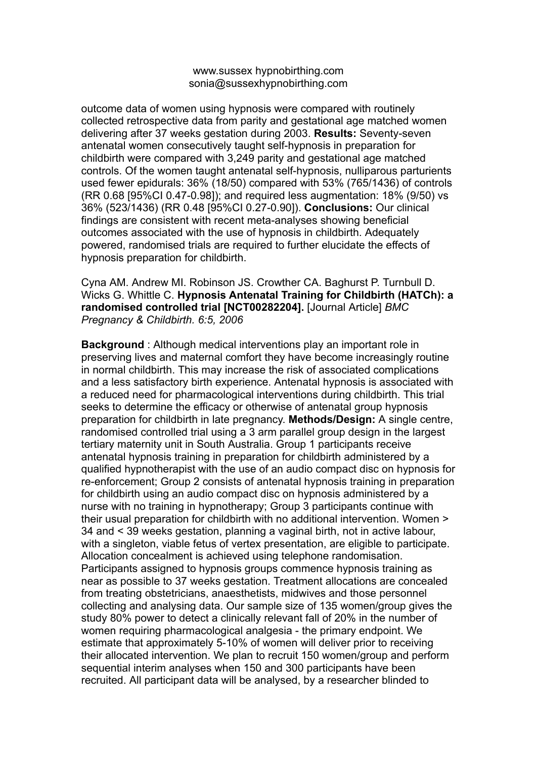outcome data of women using hypnosis were compared with routinely collected retrospective data from parity and gestational age matched women delivering after 37 weeks gestation during 2003. **Results:** Seventy-seven antenatal women consecutively taught self-hypnosis in preparation for childbirth were compared with 3,249 parity and gestational age matched controls. Of the women taught antenatal self-hypnosis, nulliparous parturients used fewer epidurals: 36% (18/50) compared with 53% (765/1436) of controls (RR 0.68 [95%CI 0.47-0.98]); and required less augmentation: 18% (9/50) vs 36% (523/1436) (RR 0.48 [95%CI 0.27-0.90]). **Conclusions:** Our clinical findings are consistent with recent meta-analyses showing beneficial outcomes associated with the use of hypnosis in childbirth. Adequately powered, randomised trials are required to further elucidate the effects of hypnosis preparation for childbirth.

Cyna AM. Andrew MI. Robinson JS. Crowther CA. Baghurst P. Turnbull D. Wicks G. Whittle C. **Hypnosis Antenatal Training for Childbirth (HATCh): a randomised controlled trial [NCT00282204].** [Journal Article] *BMC Pregnancy & Childbirth. 6:5, 2006*

**Background** : Although medical interventions play an important role in preserving lives and maternal comfort they have become increasingly routine in normal childbirth. This may increase the risk of associated complications and a less satisfactory birth experience. Antenatal hypnosis is associated with a reduced need for pharmacological interventions during childbirth. This trial seeks to determine the efficacy or otherwise of antenatal group hypnosis preparation for childbirth in late pregnancy. **Methods/Design:** A single centre, randomised controlled trial using a 3 arm parallel group design in the largest tertiary maternity unit in South Australia. Group 1 participants receive antenatal hypnosis training in preparation for childbirth administered by a qualified hypnotherapist with the use of an audio compact disc on hypnosis for re-enforcement; Group 2 consists of antenatal hypnosis training in preparation for childbirth using an audio compact disc on hypnosis administered by a nurse with no training in hypnotherapy; Group 3 participants continue with their usual preparation for childbirth with no additional intervention. Women > 34 and < 39 weeks gestation, planning a vaginal birth, not in active labour, with a singleton, viable fetus of vertex presentation, are eligible to participate. Allocation concealment is achieved using telephone randomisation. Participants assigned to hypnosis groups commence hypnosis training as near as possible to 37 weeks gestation. Treatment allocations are concealed from treating obstetricians, anaesthetists, midwives and those personnel collecting and analysing data. Our sample size of 135 women/group gives the study 80% power to detect a clinically relevant fall of 20% in the number of women requiring pharmacological analgesia - the primary endpoint. We estimate that approximately 5-10% of women will deliver prior to receiving their allocated intervention. We plan to recruit 150 women/group and perform sequential interim analyses when 150 and 300 participants have been recruited. All participant data will be analysed, by a researcher blinded to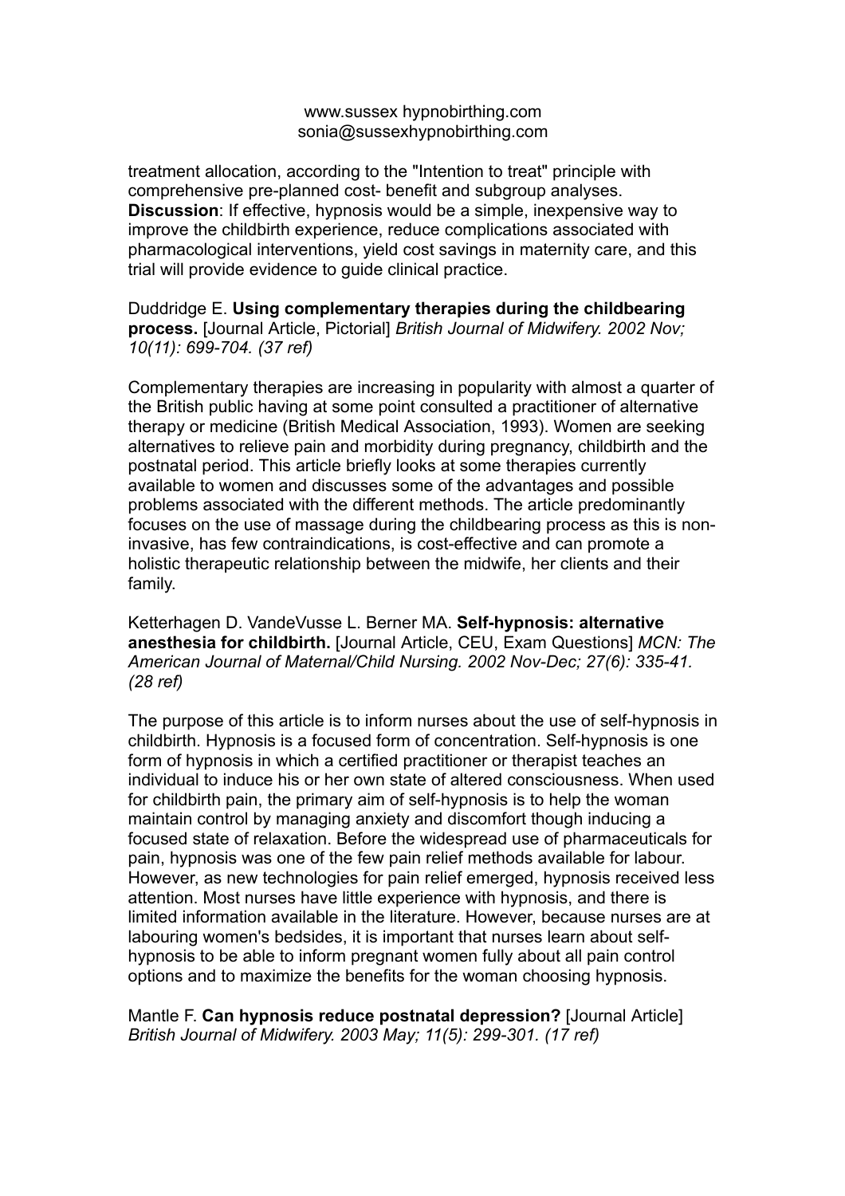treatment allocation, according to the "Intention to treat" principle with comprehensive pre-planned cost- benefit and subgroup analyses.
**Discussion**: If effective, hypnosis would be a simple, inexpensive way to improve the childbirth experience, reduce complications associated with pharmacological interventions, yield cost savings in maternity care, and this trial will provide evidence to guide clinical practice.

Duddridge E. **Using complementary therapies during the childbearing process.** [Journal Article, Pictorial] *British Journal of Midwifery. 2002 Nov; 10(11): 699-704. (37 ref)*

Complementary therapies are increasing in popularity with almost a quarter of the British public having at some point consulted a practitioner of alternative therapy or medicine (British Medical Association, 1993). Women are seeking alternatives to relieve pain and morbidity during pregnancy, childbirth and the postnatal period. This article briefly looks at some therapies currently available to women and discusses some of the advantages and possible problems associated with the different methods. The article predominantly focuses on the use of massage during the childbearing process as this is non-invasive, has few contraindications, is cost-effective and can promote a holistic therapeutic relationship between the midwife, her clients and their family.

Ketterhagen D. VandeVusse L. Berner MA. **Self-hypnosis: alternative anesthesia for childbirth.** [Journal Article, CEU, Exam Questions] *MCN: The American Journal of Maternal/Child Nursing. 2002 Nov-Dec; 27(6): 335-41. (28 ref)*

The purpose of this article is to inform nurses about the use of self-hypnosis in childbirth. Hypnosis is a focused form of concentration. Self-hypnosis is one form of hypnosis in which a certified practitioner or therapist teaches an individual to induce his or her own state of altered consciousness. When used for childbirth pain, the primary aim of self-hypnosis is to help the woman maintain control by managing anxiety and discomfort though inducing a focused state of relaxation. Before the widespread use of pharmaceuticals for pain, hypnosis was one of the few pain relief methods available for labour. However, as new technologies for pain relief emerged, hypnosis received less attention. Most nurses have little experience with hypnosis, and there is limited information available in the literature. However, because nurses are at labouring women's bedsides, it is important that nurses learn about self-hypnosis to be able to inform pregnant women fully about all pain control options and to maximize the benefits for the woman choosing hypnosis.

Mantle F. **Can hypnosis reduce postnatal depression?** [Journal Article] *British Journal of Midwifery. 2003 May; 11(5): 299-301. (17 ref)*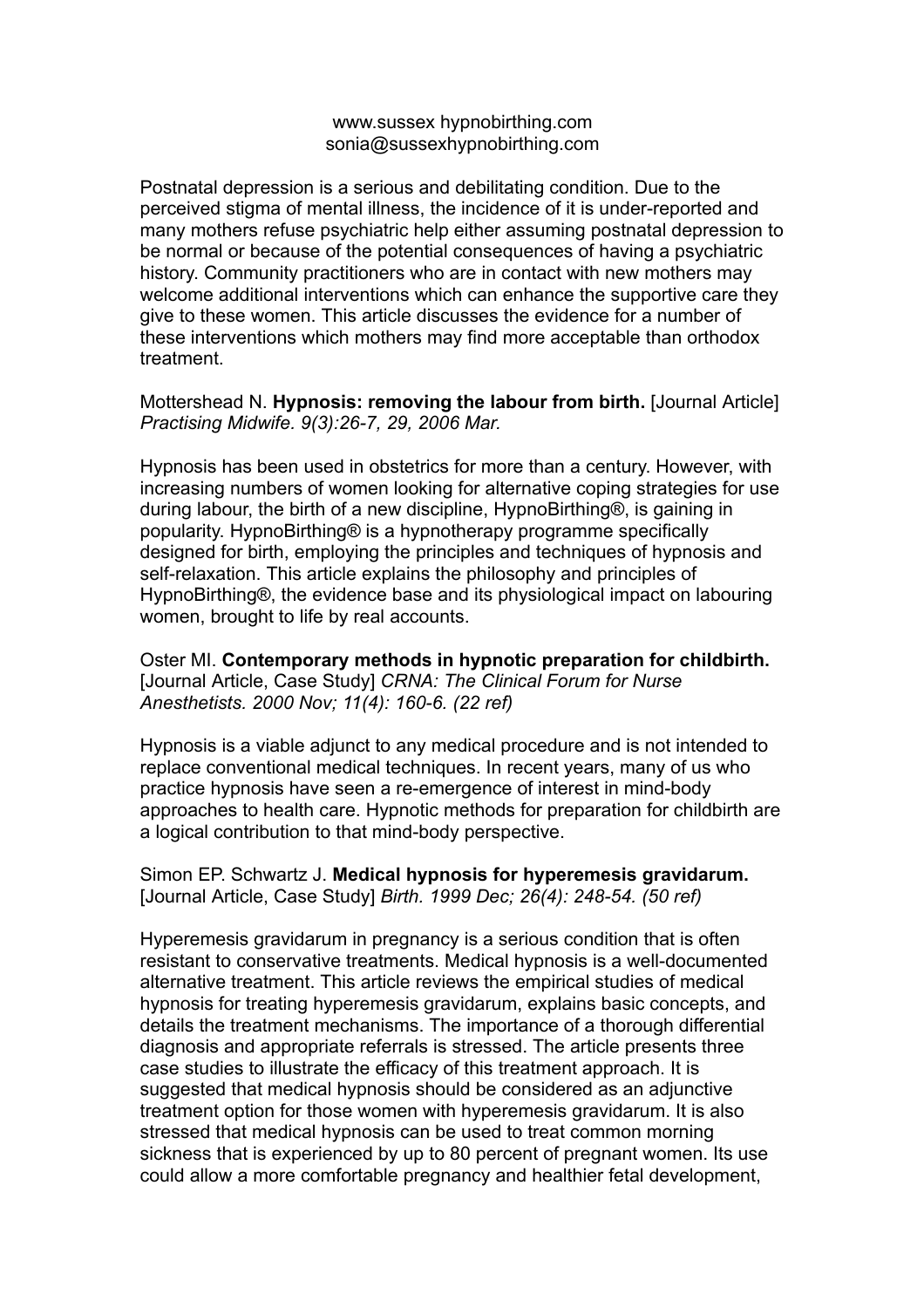www.sussex hypnobirthing.com
sonia@sussexhypnobirthing.com

Postnatal depression is a serious and debilitating condition. Due to the perceived stigma of mental illness, the incidence of it is under-reported and many mothers refuse psychiatric help either assuming postnatal depression to be normal or because of the potential consequences of having a psychiatric history. Community practitioners who are in contact with new mothers may welcome additional interventions which can enhance the supportive care they give to these women. This article discusses the evidence for a number of these interventions which mothers may find more acceptable than orthodox treatment.

Mottershead N. **Hypnosis: removing the labour from birth.** [Journal Article] *Practising Midwife. 9(3):26-7, 29, 2006 Mar.*

Hypnosis has been used in obstetrics for more than a century. However, with increasing numbers of women looking for alternative coping strategies for use during labour, the birth of a new discipline, HypnoBirthing®, is gaining in popularity. HypnoBirthing® is a hypnotherapy programme specifically designed for birth, employing the principles and techniques of hypnosis and self-relaxation. This article explains the philosophy and principles of HypnoBirthing®, the evidence base and its physiological impact on labouring women, brought to life by real accounts.

Oster MI. **Contemporary methods in hypnotic preparation for childbirth.** [Journal Article, Case Study] *CRNA: The Clinical Forum for Nurse Anesthetists. 2000 Nov; 11(4): 160-6. (22 ref)*

Hypnosis is a viable adjunct to any medical procedure and is not intended to replace conventional medical techniques. In recent years, many of us who practice hypnosis have seen a re-emergence of interest in mind-body approaches to health care. Hypnotic methods for preparation for childbirth are a logical contribution to that mind-body perspective.

Simon EP. Schwartz J. **Medical hypnosis for hyperemesis gravidarum.** [Journal Article, Case Study] *Birth. 1999 Dec; 26(4): 248-54. (50 ref)*

Hyperemesis gravidarum in pregnancy is a serious condition that is often resistant to conservative treatments. Medical hypnosis is a well-documented alternative treatment. This article reviews the empirical studies of medical hypnosis for treating hyperemesis gravidarum, explains basic concepts, and details the treatment mechanisms. The importance of a thorough differential diagnosis and appropriate referrals is stressed. The article presents three case studies to illustrate the efficacy of this treatment approach. It is suggested that medical hypnosis should be considered as an adjunctive treatment option for those women with hyperemesis gravidarum. It is also stressed that medical hypnosis can be used to treat common morning sickness that is experienced by up to 80 percent of pregnant women. Its use could allow a more comfortable pregnancy and healthier fetal development,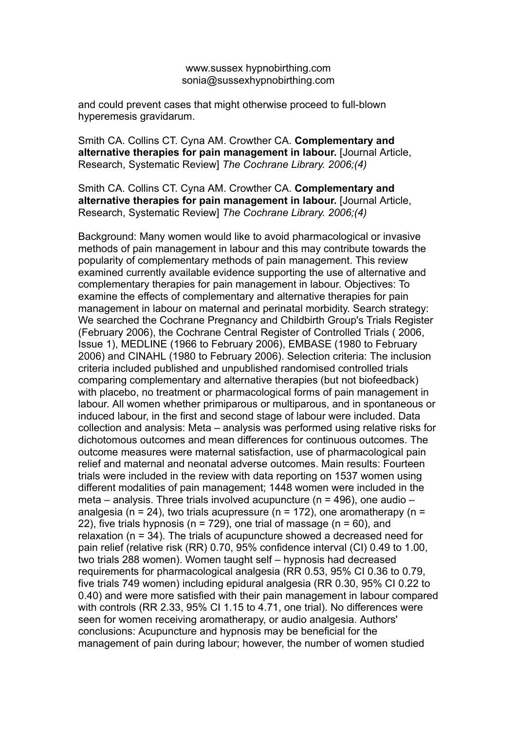and could prevent cases that might otherwise proceed to full-blown hyperemesis gravidarum.

Smith CA. Collins CT. Cyna AM. Crowther CA. **Complementary and alternative therapies for pain management in labour.** [Journal Article, Research, Systematic Review] *The Cochrane Library. 2006;(4)*

Smith CA. Collins CT. Cyna AM. Crowther CA. **Complementary and alternative therapies for pain management in labour.** [Journal Article, Research, Systematic Review] *The Cochrane Library. 2006;(4)*

Background: Many women would like to avoid pharmacological or invasive methods of pain management in labour and this may contribute towards the popularity of complementary methods of pain management. This review examined currently available evidence supporting the use of alternative and complementary therapies for pain management in labour. Objectives: To examine the effects of complementary and alternative therapies for pain management in labour on maternal and perinatal morbidity. Search strategy: We searched the Cochrane Pregnancy and Childbirth Group's Trials Register (February 2006), the Cochrane Central Register of Controlled Trials ( 2006, Issue 1), MEDLINE (1966 to February 2006), EMBASE (1980 to February 2006) and CINAHL (1980 to February 2006). Selection criteria: The inclusion criteria included published and unpublished randomised controlled trials comparing complementary and alternative therapies (but not biofeedback) with placebo, no treatment or pharmacological forms of pain management in labour. All women whether primiparous or multiparous, and in spontaneous or induced labour, in the first and second stage of labour were included. Data collection and analysis: Meta – analysis was performed using relative risks for dichotomous outcomes and mean differences for continuous outcomes. The outcome measures were maternal satisfaction, use of pharmacological pain relief and maternal and neonatal adverse outcomes. Main results: Fourteen trials were included in the review with data reporting on 1537 women using different modalities of pain management; 1448 women were included in the meta – analysis. Three trials involved acupuncture (n = 496), one audio – analgesia (n = 24), two trials acupressure (n = 172), one aromatherapy (n = 22), five trials hypnosis (n = 729), one trial of massage (n = 60), and relaxation (n = 34). The trials of acupuncture showed a decreased need for pain relief (relative risk (RR) 0.70, 95% confidence interval (CI) 0.49 to 1.00, two trials 288 women). Women taught self – hypnosis had decreased requirements for pharmacological analgesia (RR 0.53, 95% CI 0.36 to 0.79, five trials 749 women) including epidural analgesia (RR 0.30, 95% CI 0.22 to 0.40) and were more satisfied with their pain management in labour compared with controls (RR 2.33, 95% CI 1.15 to 4.71, one trial). No differences were seen for women receiving aromatherapy, or audio analgesia. Authors' conclusions: Acupuncture and hypnosis may be beneficial for the management of pain during labour; however, the number of women studied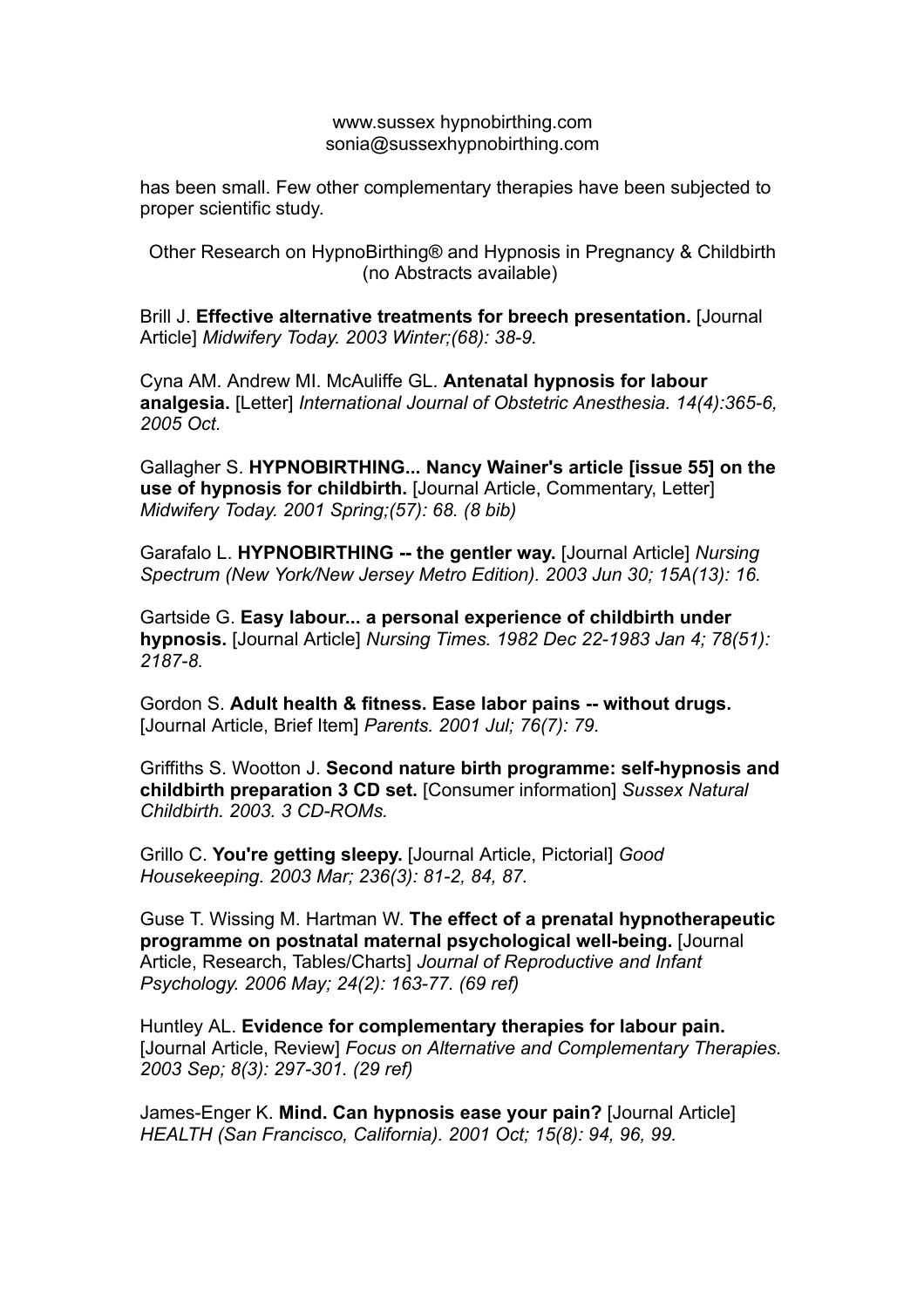has been small. Few other complementary therapies have been subjected to proper scientific study.

Other Research on HypnoBirthing® and Hypnosis in Pregnancy & Childbirth (no Abstracts available)

Brill J. **Effective alternative treatments for breech presentation.** [Journal Article] *Midwifery Today. 2003 Winter;(68): 38-9.*

Cyna AM. Andrew MI. McAuliffe GL. **Antenatal hypnosis for labour analgesia.** [Letter] *International Journal of Obstetric Anesthesia. 14(4):365-6, 2005 Oct.*

Gallagher S. **HYPNOBIRTHING... Nancy Wainer's article [issue 55] on the use of hypnosis for childbirth.** [Journal Article, Commentary, Letter] *Midwifery Today. 2001 Spring;(57): 68. (8 bib)*

Garafalo L. **HYPNOBIRTHING -- the gentler way.** [Journal Article] *Nursing Spectrum (New York/New Jersey Metro Edition). 2003 Jun 30; 15A(13): 16.*

Gartside G. **Easy labour... a personal experience of childbirth under hypnosis.** [Journal Article] *Nursing Times. 1982 Dec 22-1983 Jan 4; 78(51): 2187-8.*

Gordon S. **Adult health & fitness. Ease labor pains -- without drugs.** [Journal Article, Brief Item] *Parents. 2001 Jul; 76(7): 79.*

Griffiths S. Wootton J. **Second nature birth programme: self-hypnosis and childbirth preparation 3 CD set.** [Consumer information] *Sussex Natural Childbirth. 2003. 3 CD-ROMs.*

Grillo C. **You're getting sleepy.** [Journal Article, Pictorial] *Good Housekeeping. 2003 Mar; 236(3): 81-2, 84, 87.*

Guse T. Wissing M. Hartman W. **The effect of a prenatal hypnotherapeutic programme on postnatal maternal psychological well-being.** [Journal Article, Research, Tables/Charts] *Journal of Reproductive and Infant Psychology. 2006 May; 24(2): 163-77. (69 ref)*

Huntley AL. **Evidence for complementary therapies for labour pain.** [Journal Article, Review] *Focus on Alternative and Complementary Therapies. 2003 Sep; 8(3): 297-301. (29 ref)*

James-Enger K. **Mind. Can hypnosis ease your pain?** [Journal Article] *HEALTH (San Francisco, California). 2001 Oct; 15(8): 94, 96, 99.*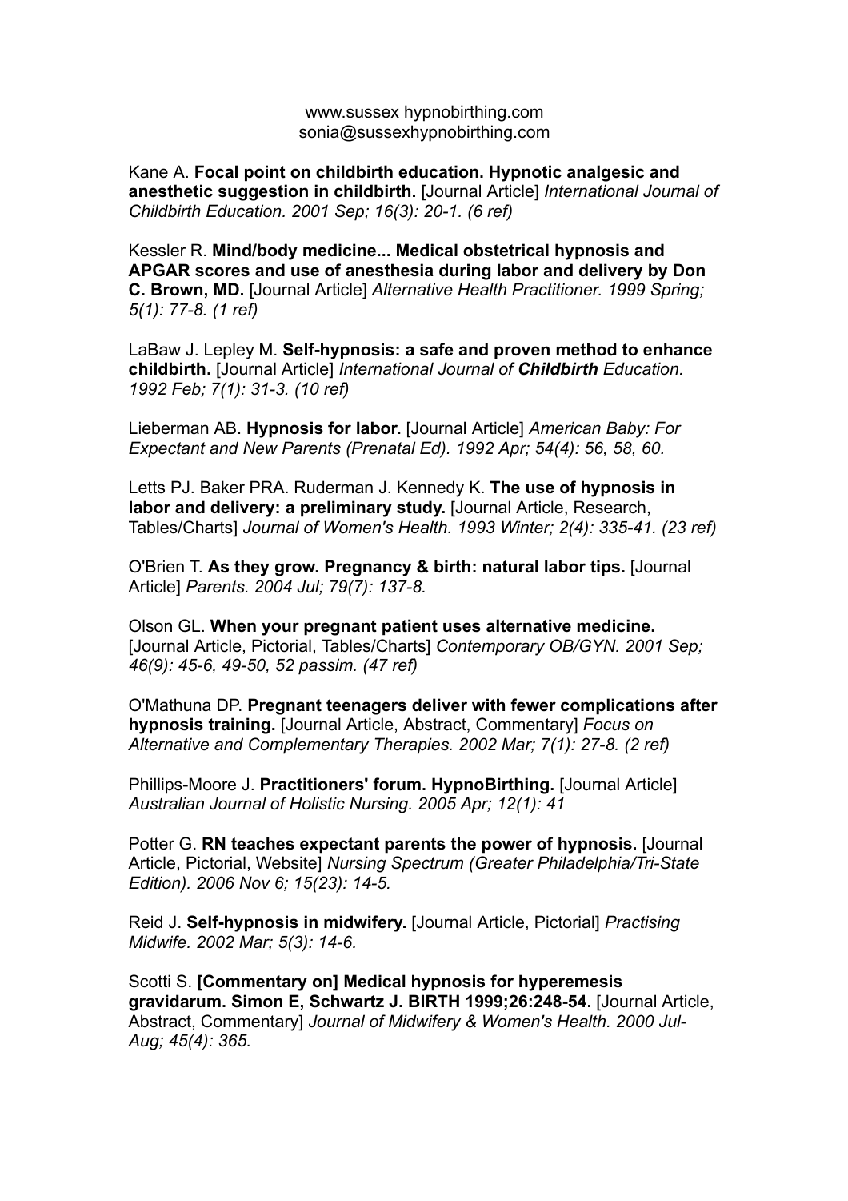www.sussex hypnobirthing.com
sonia@sussexhypnobirthing.com

Kane A. **Focal point on childbirth education. Hypnotic analgesic and anesthetic suggestion in childbirth.** [Journal Article] *International Journal of Childbirth Education. 2001 Sep; 16(3): 20-1. (6 ref)*

Kessler R. **Mind/body medicine... Medical obstetrical hypnosis and APGAR scores and use of anesthesia during labor and delivery by Don C. Brown, MD.** [Journal Article] *Alternative Health Practitioner. 1999 Spring; 5(1): 77-8. (1 ref)*

LaBaw J. Lepley M. **Self-hypnosis: a safe and proven method to enhance childbirth.** [Journal Article] *International Journal of **Childbirth** Education. 1992 Feb; 7(1): 31-3. (10 ref)*

Lieberman AB. **Hypnosis for labor.** [Journal Article] *American Baby: For Expectant and New Parents (Prenatal Ed). 1992 Apr; 54(4): 56, 58, 60.*

Letts PJ. Baker PRA. Ruderman J. Kennedy K. **The use of hypnosis in labor and delivery: a preliminary study.** [Journal Article, Research, Tables/Charts] *Journal of Women's Health. 1993 Winter; 2(4): 335-41. (23 ref)*

O'Brien T. **As they grow. Pregnancy & birth: natural labor tips.** [Journal Article] *Parents. 2004 Jul; 79(7): 137-8.*

Olson GL. **When your pregnant patient uses alternative medicine.** [Journal Article, Pictorial, Tables/Charts] *Contemporary OB/GYN. 2001 Sep; 46(9): 45-6, 49-50, 52 passim. (47 ref)*

O'Mathuna DP. **Pregnant teenagers deliver with fewer complications after hypnosis training.** [Journal Article, Abstract, Commentary] *Focus on Alternative and Complementary Therapies. 2002 Mar; 7(1): 27-8. (2 ref)*

Phillips-Moore J. **Practitioners' forum. HypnoBirthing.** [Journal Article] *Australian Journal of Holistic Nursing. 2005 Apr; 12(1): 41*

Potter G. **RN teaches expectant parents the power of hypnosis.** [Journal Article, Pictorial, Website] *Nursing Spectrum (Greater Philadelphia/Tri-State Edition). 2006 Nov 6; 15(23): 14-5.*

Reid J. **Self-hypnosis in midwifery.** [Journal Article, Pictorial] *Practising Midwife. 2002 Mar; 5(3): 14-6.*

Scotti S. **[Commentary on] Medical hypnosis for hyperemesis gravidarum. Simon E, Schwartz J. BIRTH 1999;26:248-54.** [Journal Article, Abstract, Commentary] *Journal of Midwifery & Women's Health. 2000 Jul-Aug; 45(4): 365.*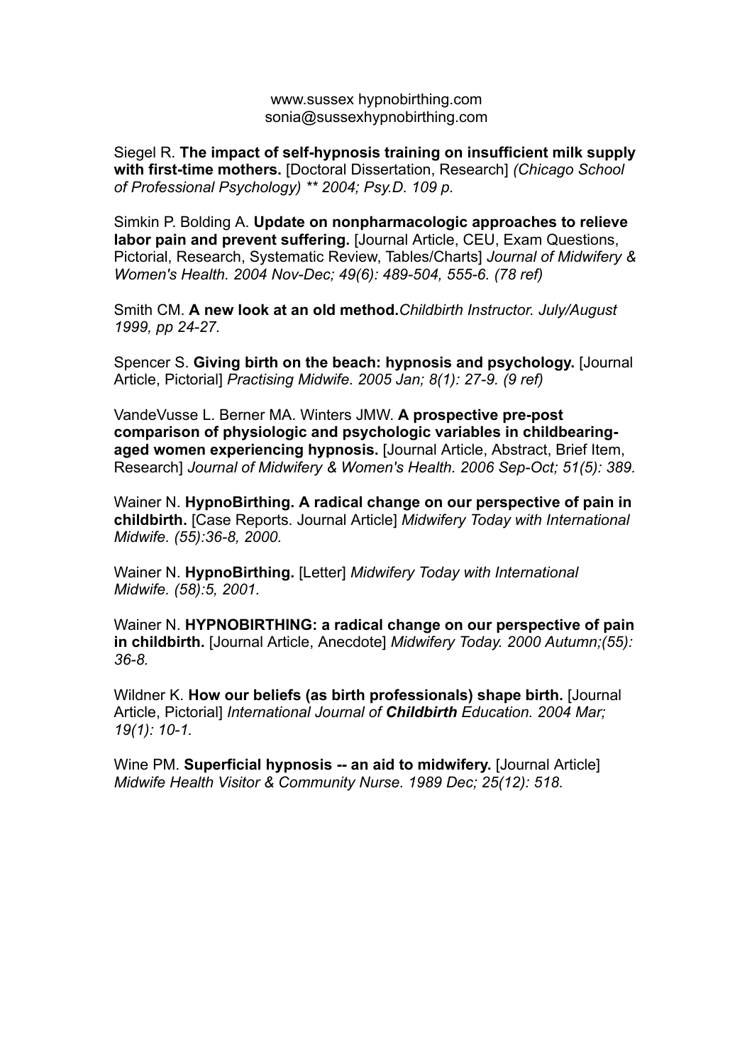www.sussex hypnobirthing.com
sonia@sussexhypnobirthing.com

Siegel R. **The impact of self-hypnosis training on insufficient milk supply with first-time mothers.** [Doctoral Dissertation, Research] *(Chicago School of Professional Psychology) ** 2004; Psy.D. 109 p.*

Simkin P. Bolding A. **Update on nonpharmacologic approaches to relieve labor pain and prevent suffering.** [Journal Article, CEU, Exam Questions, Pictorial, Research, Systematic Review, Tables/Charts] *Journal of Midwifery & Women's Health. 2004 Nov-Dec; 49(6): 489-504, 555-6. (78 ref)*

Smith CM. **A new look at an old method.***Childbirth Instructor. July/August 1999, pp 24-27.*

Spencer S. **Giving birth on the beach: hypnosis and psychology.** [Journal Article, Pictorial] *Practising Midwife. 2005 Jan; 8(1): 27-9. (9 ref)*

VandeVusse L. Berner MA. Winters JMW. **A prospective pre-post comparison of physiologic and psychologic variables in childbearing-aged women experiencing hypnosis.** [Journal Article, Abstract, Brief Item, Research] *Journal of Midwifery & Women's Health. 2006 Sep-Oct; 51(5): 389.*

Wainer N. **HypnoBirthing. A radical change on our perspective of pain in childbirth.** [Case Reports. Journal Article] *Midwifery Today with International Midwife. (55):36-8, 2000.*

Wainer N. **HypnoBirthing.** [Letter] *Midwifery Today with International Midwife. (58):5, 2001.*

Wainer N. **HYPNOBIRTHING: a radical change on our perspective of pain in childbirth.** [Journal Article, Anecdote] *Midwifery Today. 2000 Autumn;(55): 36-8.*

Wildner K. **How our beliefs (as birth professionals) shape birth.** [Journal Article, Pictorial] *International Journal of **Childbirth** Education. 2004 Mar; 19(1): 10-1.*

Wine PM. **Superficial hypnosis -- an aid to midwifery.** [Journal Article] *Midwife Health Visitor & Community Nurse. 1989 Dec; 25(12): 518.*